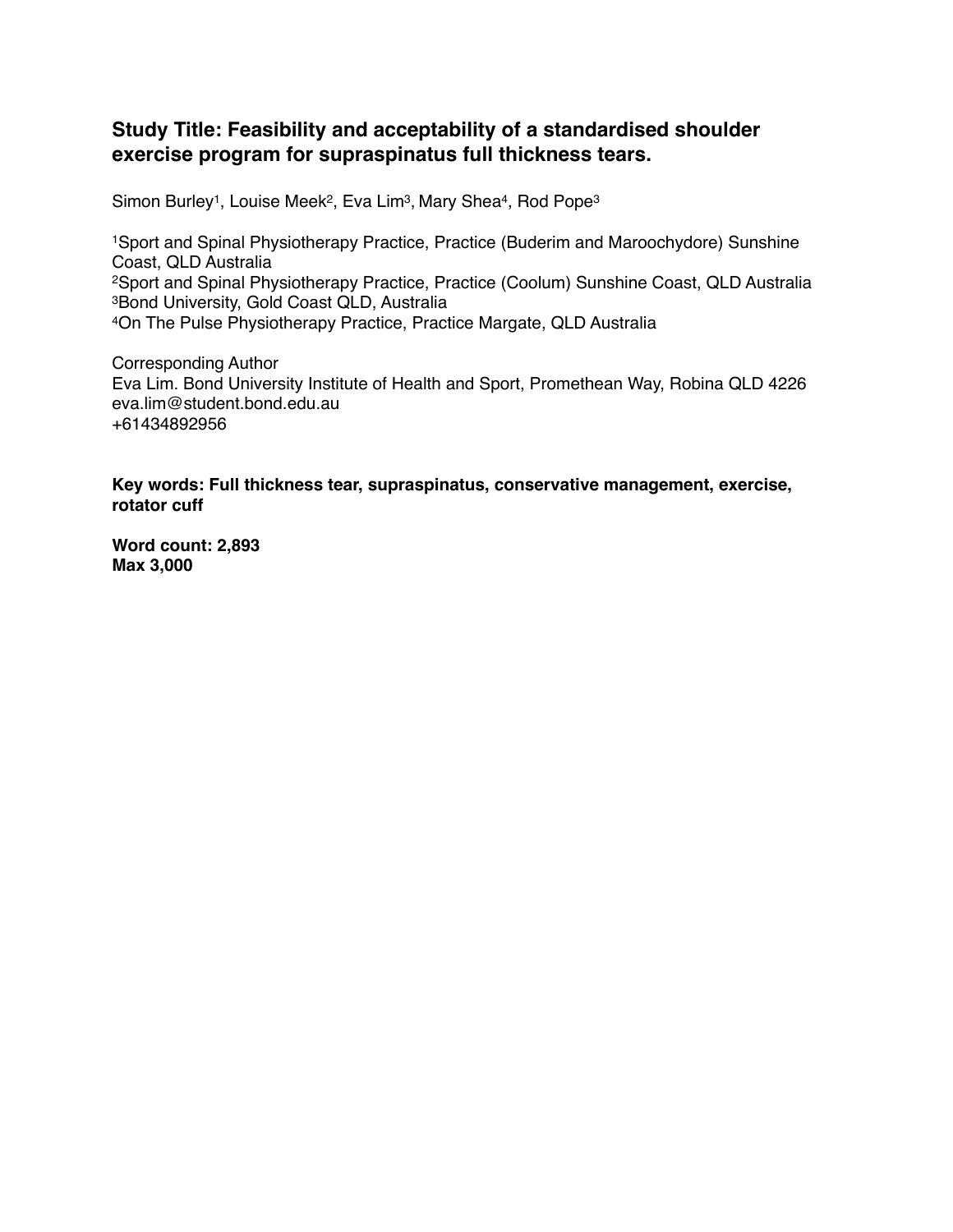# Study Title: Feasibility and acceptability of a standardised shoulder exercise program for supraspinatus full thickness tears.

Simon Burley[1], Louise Meek[2], Eva Lim[3], Mary Shea[4], Rod Pope[3]

[1]Sport and Spinal Physiotherapy Practice, Practice (Buderim and Maroochydore) Sunshine Coast, QLD Australia
[2]Sport and Spinal Physiotherapy Practice, Practice (Coolum) Sunshine Coast, QLD Australia
[3]Bond University, Gold Coast QLD, Australia
[4]On The Pulse Physiotherapy Practice, Practice Margate, QLD Australia

Corresponding Author
Eva Lim. Bond University Institute of Health and Sport, Promethean Way, Robina QLD 4226
eva.lim@student.bond.edu.au
+61434892956

**Key words: Full thickness tear, supraspinatus, conservative management, exercise, rotator cuff**

**Word count: 2,893**
**Max 3,000**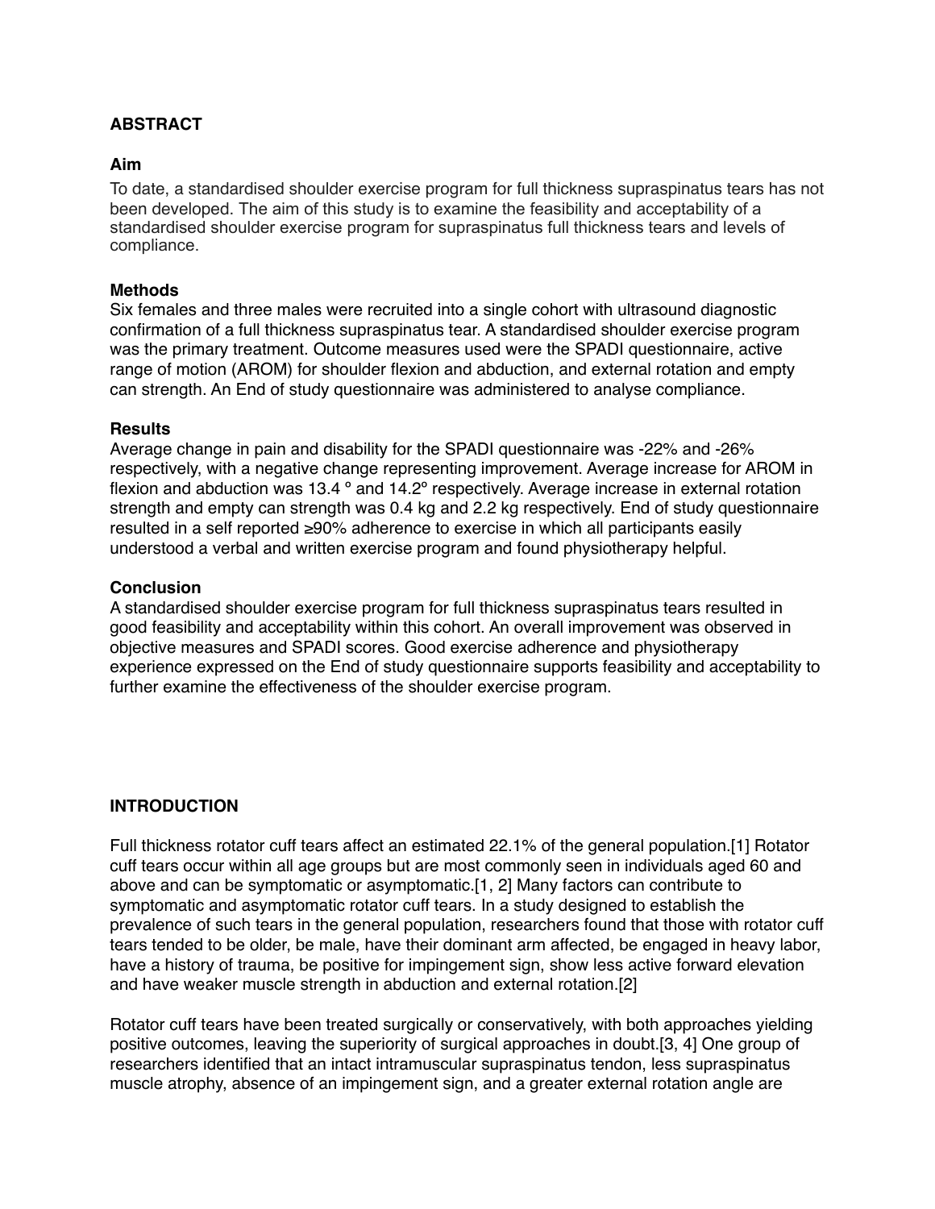## ABSTRACT

### Aim

To date, a standardised shoulder exercise program for full thickness supraspinatus tears has not been developed. The aim of this study is to examine the feasibility and acceptability of a standardised shoulder exercise program for supraspinatus full thickness tears and levels of compliance.

### Methods

Six females and three males were recruited into a single cohort with ultrasound diagnostic confirmation of a full thickness supraspinatus tear. A standardised shoulder exercise program was the primary treatment. Outcome measures used were the SPADI questionnaire, active range of motion (AROM) for shoulder flexion and abduction, and external rotation and empty can strength. An End of study questionnaire was administered to analyse compliance.

### Results

Average change in pain and disability for the SPADI questionnaire was -22% and -26% respectively, with a negative change representing improvement. Average increase for AROM in flexion and abduction was 13.4 º and 14.2º respectively. Average increase in external rotation strength and empty can strength was 0.4 kg and 2.2 kg respectively. End of study questionnaire resulted in a self reported ≥90% adherence to exercise in which all participants easily understood a verbal and written exercise program and found physiotherapy helpful.

### Conclusion

A standardised shoulder exercise program for full thickness supraspinatus tears resulted in good feasibility and acceptability within this cohort. An overall improvement was observed in objective measures and SPADI scores. Good exercise adherence and physiotherapy experience expressed on the End of study questionnaire supports feasibility and acceptability to further examine the effectiveness of the shoulder exercise program.

## INTRODUCTION

Full thickness rotator cuff tears affect an estimated 22.1% of the general population.[1] Rotator cuff tears occur within all age groups but are most commonly seen in individuals aged 60 and above and can be symptomatic or asymptomatic.[1, 2] Many factors can contribute to symptomatic and asymptomatic rotator cuff tears. In a study designed to establish the prevalence of such tears in the general population, researchers found that those with rotator cuff tears tended to be older, be male, have their dominant arm affected, be engaged in heavy labor, have a history of trauma, be positive for impingement sign, show less active forward elevation and have weaker muscle strength in abduction and external rotation.[2]

Rotator cuff tears have been treated surgically or conservatively, with both approaches yielding positive outcomes, leaving the superiority of surgical approaches in doubt.[3, 4] One group of researchers identified that an intact intramuscular supraspinatus tendon, less supraspinatus muscle atrophy, absence of an impingement sign, and a greater external rotation angle are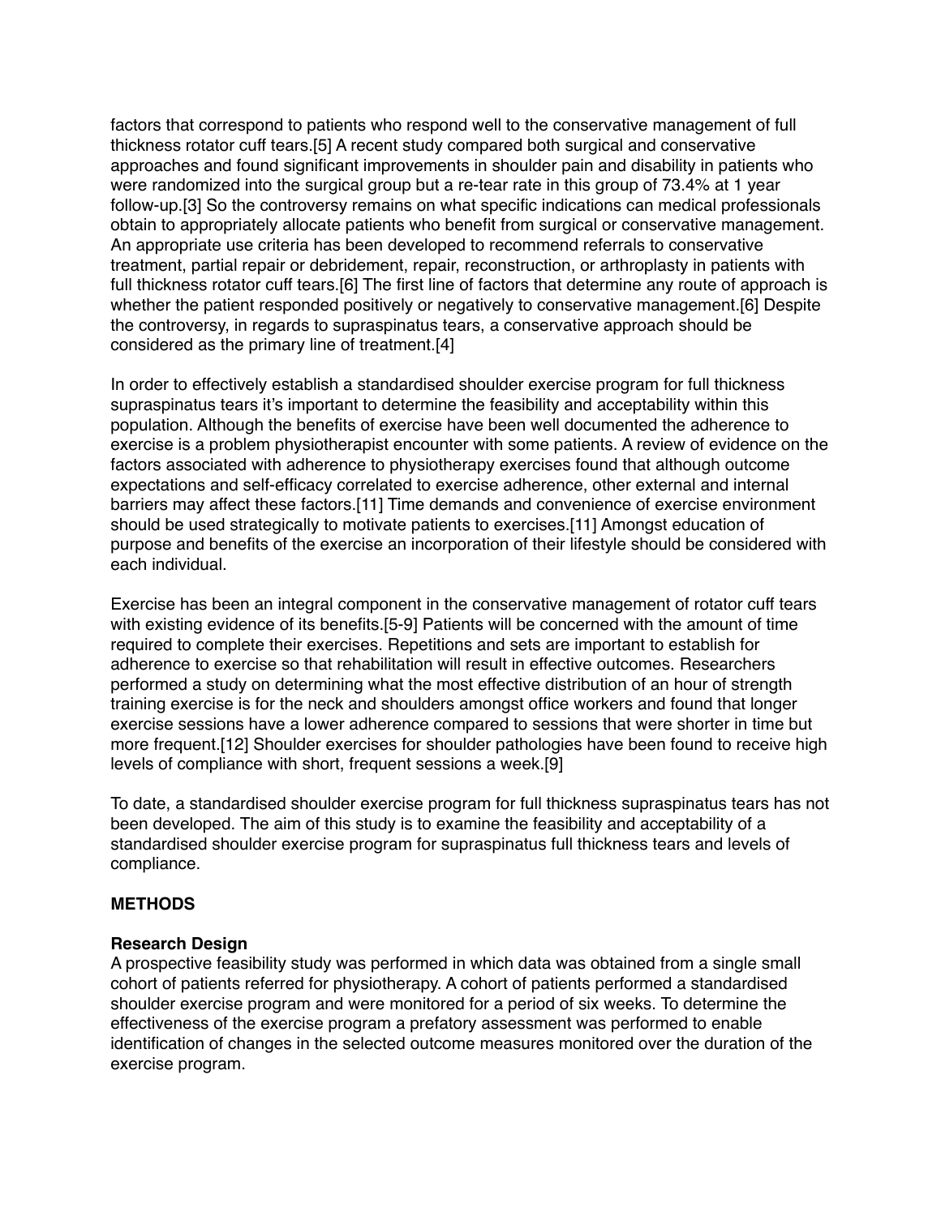factors that correspond to patients who respond well to the conservative management of full thickness rotator cuff tears.[5] A recent study compared both surgical and conservative approaches and found significant improvements in shoulder pain and disability in patients who were randomized into the surgical group but a re-tear rate in this group of 73.4% at 1 year follow-up.[3] So the controversy remains on what specific indications can medical professionals obtain to appropriately allocate patients who benefit from surgical or conservative management. An appropriate use criteria has been developed to recommend referrals to conservative treatment, partial repair or debridement, repair, reconstruction, or arthroplasty in patients with full thickness rotator cuff tears.[6] The first line of factors that determine any route of approach is whether the patient responded positively or negatively to conservative management.[6] Despite the controversy, in regards to supraspinatus tears, a conservative approach should be considered as the primary line of treatment.[4]

In order to effectively establish a standardised shoulder exercise program for full thickness supraspinatus tears it's important to determine the feasibility and acceptability within this population. Although the benefits of exercise have been well documented the adherence to exercise is a problem physiotherapist encounter with some patients. A review of evidence on the factors associated with adherence to physiotherapy exercises found that although outcome expectations and self-efficacy correlated to exercise adherence, other external and internal barriers may affect these factors.[11] Time demands and convenience of exercise environment should be used strategically to motivate patients to exercises.[11] Amongst education of purpose and benefits of the exercise an incorporation of their lifestyle should be considered with each individual.

Exercise has been an integral component in the conservative management of rotator cuff tears with existing evidence of its benefits.[5-9] Patients will be concerned with the amount of time required to complete their exercises. Repetitions and sets are important to establish for adherence to exercise so that rehabilitation will result in effective outcomes. Researchers performed a study on determining what the most effective distribution of an hour of strength training exercise is for the neck and shoulders amongst office workers and found that longer exercise sessions have a lower adherence compared to sessions that were shorter in time but more frequent.[12] Shoulder exercises for shoulder pathologies have been found to receive high levels of compliance with short, frequent sessions a week.[9]

To date, a standardised shoulder exercise program for full thickness supraspinatus tears has not been developed. The aim of this study is to examine the feasibility and acceptability of a standardised shoulder exercise program for supraspinatus full thickness tears and levels of compliance.

## METHODS

### Research Design

A prospective feasibility study was performed in which data was obtained from a single small cohort of patients referred for physiotherapy. A cohort of patients performed a standardised shoulder exercise program and were monitored for a period of six weeks. To determine the effectiveness of the exercise program a prefatory assessment was performed to enable identification of changes in the selected outcome measures monitored over the duration of the exercise program.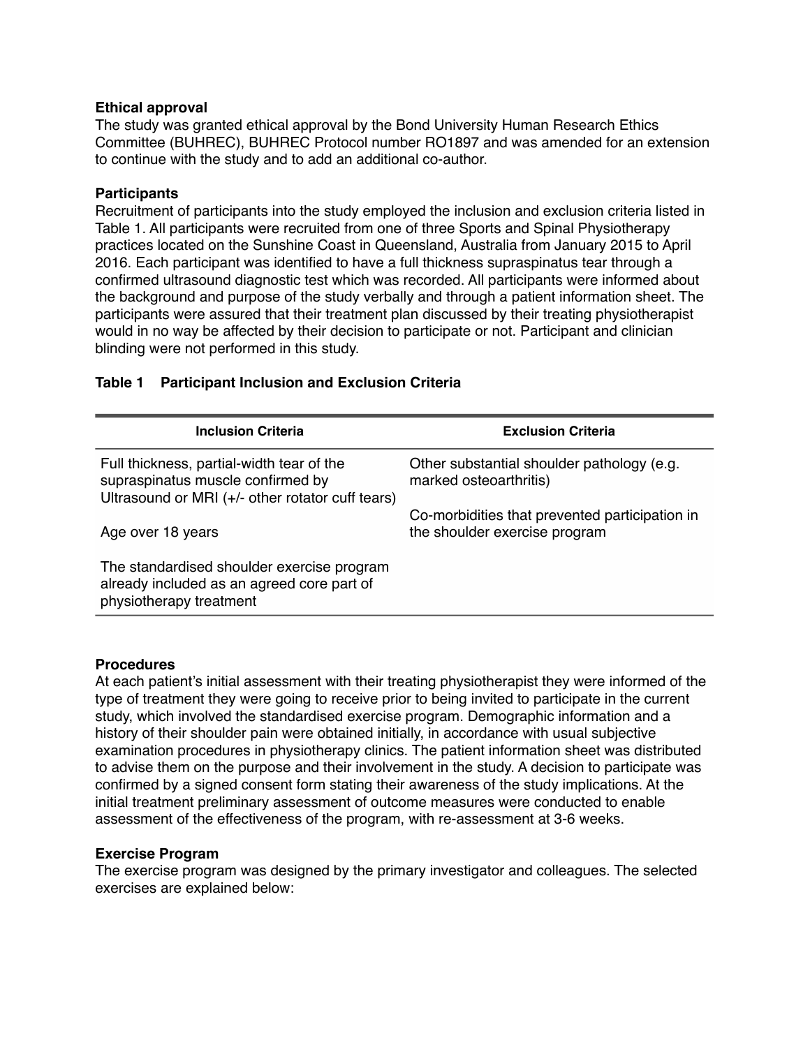**Ethical approval**

The study was granted ethical approval by the Bond University Human Research Ethics Committee (BUHREC), BUHREC Protocol number RO1897 and was amended for an extension to continue with the study and to add an additional co-author.

**Participants**

Recruitment of participants into the study employed the inclusion and exclusion criteria listed in Table 1. All participants were recruited from one of three Sports and Spinal Physiotherapy practices located on the Sunshine Coast in Queensland, Australia from January 2015 to April 2016. Each participant was identified to have a full thickness supraspinatus tear through a confirmed ultrasound diagnostic test which was recorded. All participants were informed about the background and purpose of the study verbally and through a patient information sheet. The participants were assured that their treatment plan discussed by their treating physiotherapist would in no way be affected by their decision to participate or not. Participant and clinician blinding were not performed in this study.

**Table 1 Participant Inclusion and Exclusion Criteria**

| Inclusion Criteria | Exclusion Criteria |
| --- | --- |
| Full thickness, partial-width tear of the supraspinatus muscle confirmed by Ultrasound or MRI (+/- other rotator cuff tears) | Other substantial shoulder pathology (e.g. marked osteoarthritis) |
| Age over 18 years | Co-morbidities that prevented participation in the shoulder exercise program |
| The standardised shoulder exercise program already included as an agreed core part of physiotherapy treatment | |

**Procedures**

At each patient's initial assessment with their treating physiotherapist they were informed of the type of treatment they were going to receive prior to being invited to participate in the current study, which involved the standardised exercise program. Demographic information and a history of their shoulder pain were obtained initially, in accordance with usual subjective examination procedures in physiotherapy clinics. The patient information sheet was distributed to advise them on the purpose and their involvement in the study. A decision to participate was confirmed by a signed consent form stating their awareness of the study implications. At the initial treatment preliminary assessment of outcome measures were conducted to enable assessment of the effectiveness of the program, with re-assessment at 3-6 weeks.

**Exercise Program**

The exercise program was designed by the primary investigator and colleagues. The selected exercises are explained below: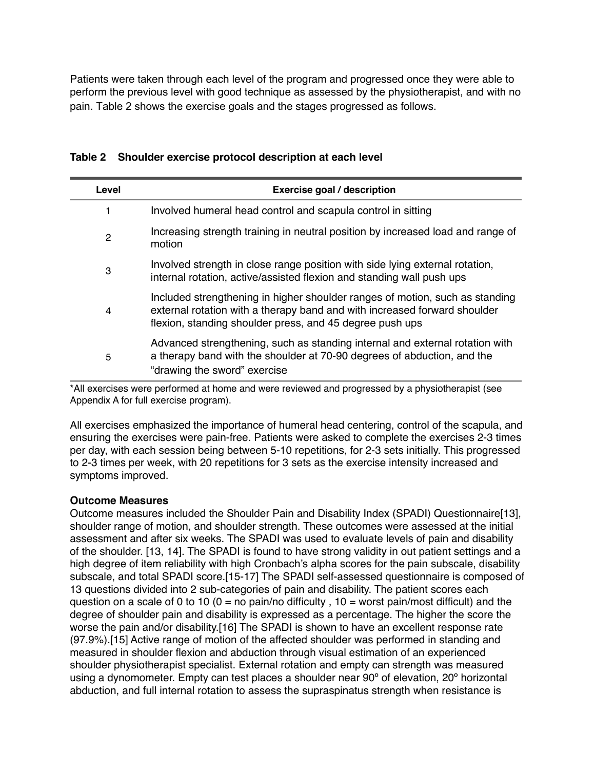Patients were taken through each level of the program and progressed once they were able to perform the previous level with good technique as assessed by the physiotherapist, and with no pain. Table 2 shows the exercise goals and the stages progressed as follows.

**Table 2 Shoulder exercise protocol description at each level**

| Level | Exercise goal / description |
|---|---|
| 1 | Involved humeral head control and scapula control in sitting |
| 2 | Increasing strength training in neutral position by increased load and range of motion |
| 3 | Involved strength in close range position with side lying external rotation, internal rotation, active/assisted flexion and standing wall push ups |
| 4 | Included strengthening in higher shoulder ranges of motion, such as standing external rotation with a therapy band and with increased forward shoulder flexion, standing shoulder press, and 45 degree push ups |
| 5 | Advanced strengthening, such as standing internal and external rotation with a therapy band with the shoulder at 70-90 degrees of abduction, and the "drawing the sword" exercise |

*All exercises were performed at home and were reviewed and progressed by a physiotherapist (see Appendix A for full exercise program).

All exercises emphasized the importance of humeral head centering, control of the scapula, and ensuring the exercises were pain-free. Patients were asked to complete the exercises 2-3 times per day, with each session being between 5-10 repetitions, for 2-3 sets initially. This progressed to 2-3 times per week, with 20 repetitions for 3 sets as the exercise intensity increased and symptoms improved.

**Outcome Measures**

Outcome measures included the Shoulder Pain and Disability Index (SPADI) Questionnaire[13], shoulder range of motion, and shoulder strength. These outcomes were assessed at the initial assessment and after six weeks. The SPADI was used to evaluate levels of pain and disability of the shoulder. [13, 14]. The SPADI is found to have strong validity in out patient settings and a high degree of item reliability with high Cronbach's alpha scores for the pain subscale, disability subscale, and total SPADI score.[15-17] The SPADI self-assessed questionnaire is composed of 13 questions divided into 2 sub-categories of pain and disability. The patient scores each question on a scale of 0 to 10 (0 = no pain/no difficulty , 10 = worst pain/most difficult) and the degree of shoulder pain and disability is expressed as a percentage. The higher the score the worse the pain and/or disability.[16] The SPADI is shown to have an excellent response rate (97.9%).[15] Active range of motion of the affected shoulder was performed in standing and measured in shoulder flexion and abduction through visual estimation of an experienced shoulder physiotherapist specialist. External rotation and empty can strength was measured using a dynomometer. Empty can test places a shoulder near 90º of elevation, 20º horizontal abduction, and full internal rotation to assess the supraspinatus strength when resistance is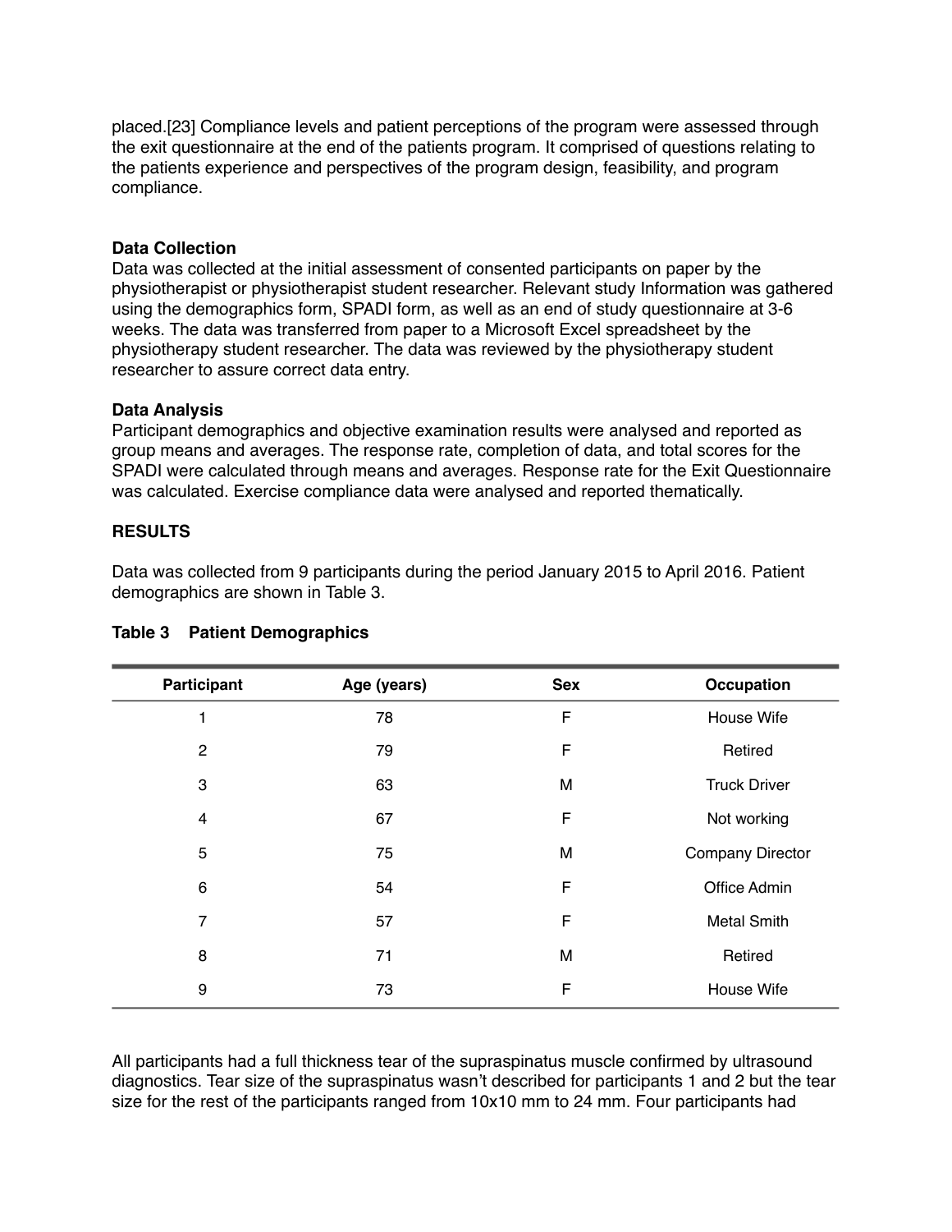placed.[23] Compliance levels and patient perceptions of the program were assessed through the exit questionnaire at the end of the patients program. It comprised of questions relating to the patients experience and perspectives of the program design, feasibility, and program compliance.

**Data Collection**

Data was collected at the initial assessment of consented participants on paper by the physiotherapist or physiotherapist student researcher. Relevant study Information was gathered using the demographics form, SPADI form, as well as an end of study questionnaire at 3-6 weeks. The data was transferred from paper to a Microsoft Excel spreadsheet by the physiotherapy student researcher. The data was reviewed by the physiotherapy student researcher to assure correct data entry.

**Data Analysis**

Participant demographics and objective examination results were analysed and reported as group means and averages. The response rate, completion of data, and total scores for the SPADI were calculated through means and averages. Response rate for the Exit Questionnaire was calculated. Exercise compliance data were analysed and reported thematically.

## RESULTS

Data was collected from 9 participants during the period January 2015 to April 2016. Patient demographics are shown in Table 3.

**Table 3 Patient Demographics**

| Participant | Age (years) | Sex | Occupation |
|---|---|---|---|
| 1 | 78 | F | House Wife |
| 2 | 79 | F | Retired |
| 3 | 63 | M | Truck Driver |
| 4 | 67 | F | Not working |
| 5 | 75 | M | Company Director |
| 6 | 54 | F | Office Admin |
| 7 | 57 | F | Metal Smith |
| 8 | 71 | M | Retired |
| 9 | 73 | F | House Wife |

All participants had a full thickness tear of the supraspinatus muscle confirmed by ultrasound diagnostics. Tear size of the supraspinatus wasn't described for participants 1 and 2 but the tear size for the rest of the participants ranged from 10x10 mm to 24 mm. Four participants had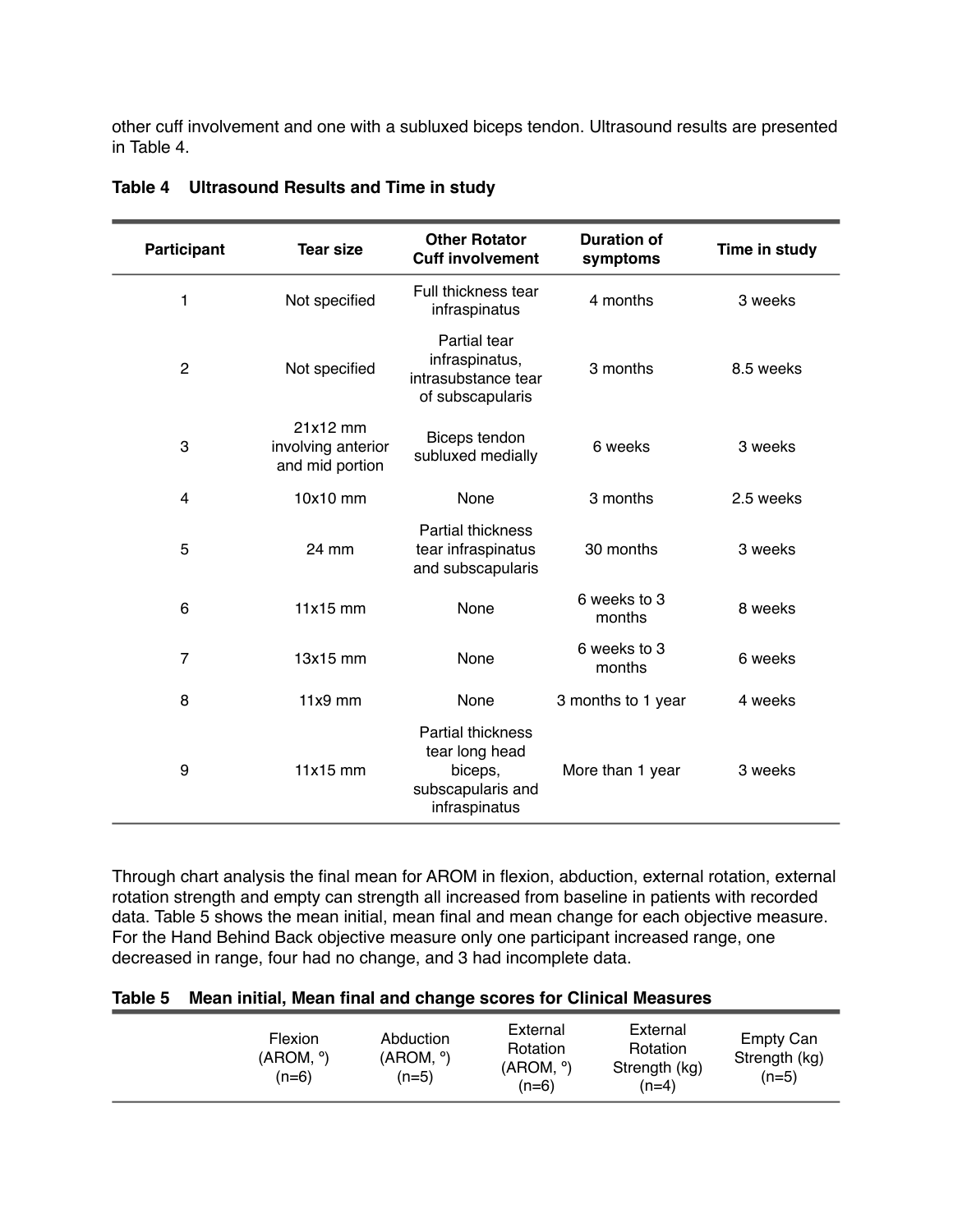other cuff involvement and one with a subluxed biceps tendon. Ultrasound results are presented in Table 4.

**Table 4 Ultrasound Results and Time in study**

| Participant | Tear size | Other Rotator Cuff involvement | Duration of symptoms | Time in study |
|---|---|---|---|---|
| 1 | Not specified | Full thickness tear infraspinatus | 4 months | 3 weeks |
| 2 | Not specified | Partial tear infraspinatus, intrasubstance tear of subscapularis | 3 months | 8.5 weeks |
| 3 | 21x12 mm involving anterior and mid portion | Biceps tendon subluxed medially | 6 weeks | 3 weeks |
| 4 | 10x10 mm | None | 3 months | 2.5 weeks |
| 5 | 24 mm | Partial thickness tear infraspinatus and subscapularis | 30 months | 3 weeks |
| 6 | 11x15 mm | None | 6 weeks to 3 months | 8 weeks |
| 7 | 13x15 mm | None | 6 weeks to 3 months | 6 weeks |
| 8 | 11x9 mm | None | 3 months to 1 year | 4 weeks |
| 9 | 11x15 mm | Partial thickness tear long head biceps, subscapularis and infraspinatus | More than 1 year | 3 weeks |

Through chart analysis the final mean for AROM in flexion, abduction, external rotation, external rotation strength and empty can strength all increased from baseline in patients with recorded data. Table 5 shows the mean initial, mean final and mean change for each objective measure. For the Hand Behind Back objective measure only one participant increased range, one decreased in range, four had no change, and 3 had incomplete data.

**Table 5 Mean initial, Mean final and change scores for Clinical Measures**

| | Flexion (AROM, °) (n=6) | Abduction (AROM, °) (n=5) | External Rotation (AROM, °) (n=6) | External Rotation Strength (kg) (n=4) | Empty Can Strength (kg) (n=5) |
|---|---|---|---|---|---|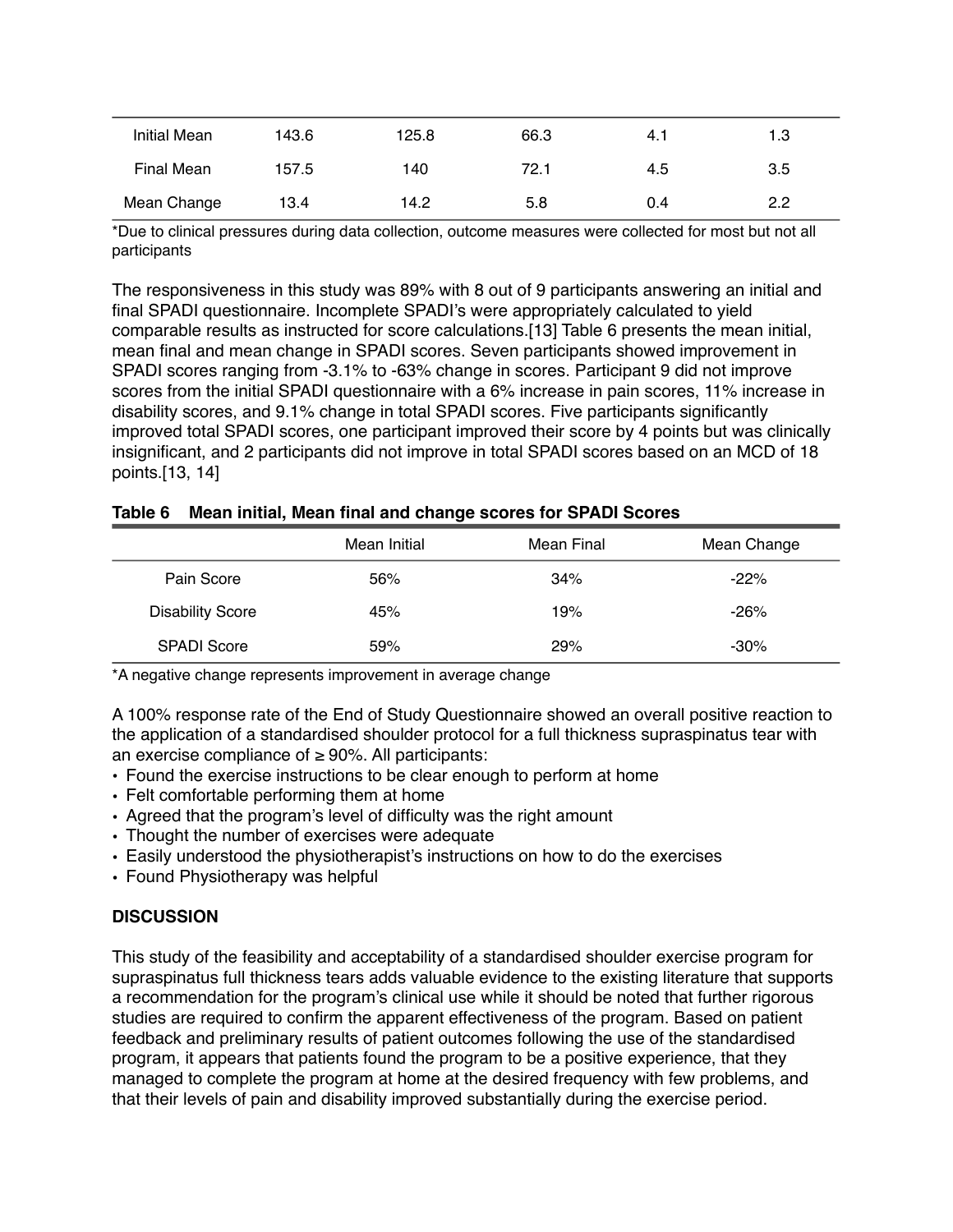| | | | | | |
|---|---|---|---|---|---|
| Initial Mean | 143.6 | 125.8 | 66.3 | 4.1 | 1.3 |
| Final Mean | 157.5 | 140 | 72.1 | 4.5 | 3.5 |
| Mean Change | 13.4 | 14.2 | 5.8 | 0.4 | 2.2 |

*Due to clinical pressures during data collection, outcome measures were collected for most but not all participants

The responsiveness in this study was 89% with 8 out of 9 participants answering an initial and final SPADI questionnaire. Incomplete SPADI's were appropriately calculated to yield comparable results as instructed for score calculations.[13] Table 6 presents the mean initial, mean final and mean change in SPADI scores. Seven participants showed improvement in SPADI scores ranging from -3.1% to -63% change in scores. Participant 9 did not improve scores from the initial SPADI questionnaire with a 6% increase in pain scores, 11% increase in disability scores, and 9.1% change in total SPADI scores. Five participants significantly improved total SPADI scores, one participant improved their score by 4 points but was clinically insignificant, and 2 participants did not improve in total SPADI scores based on an MCD of 18 points.[13, 14]

**Table 6 Mean initial, Mean final and change scores for SPADI Scores**

| | Mean Initial | Mean Final | Mean Change |
|---|---|---|---|
| Pain Score | 56% | 34% | -22% |
| Disability Score | 45% | 19% | -26% |
| SPADI Score | 59% | 29% | -30% |

*A negative change represents improvement in average change

A 100% response rate of the End of Study Questionnaire showed an overall positive reaction to the application of a standardised shoulder protocol for a full thickness supraspinatus tear with an exercise compliance of ≥ 90%. All participants:

- Found the exercise instructions to be clear enough to perform at home
- Felt comfortable performing them at home
- Agreed that the program's level of difficulty was the right amount
- Thought the number of exercises were adequate
- Easily understood the physiotherapist's instructions on how to do the exercises
- Found Physiotherapy was helpful

## DISCUSSION

This study of the feasibility and acceptability of a standardised shoulder exercise program for supraspinatus full thickness tears adds valuable evidence to the existing literature that supports a recommendation for the program's clinical use while it should be noted that further rigorous studies are required to confirm the apparent effectiveness of the program. Based on patient feedback and preliminary results of patient outcomes following the use of the standardised program, it appears that patients found the program to be a positive experience, that they managed to complete the program at home at the desired frequency with few problems, and that their levels of pain and disability improved substantially during the exercise period.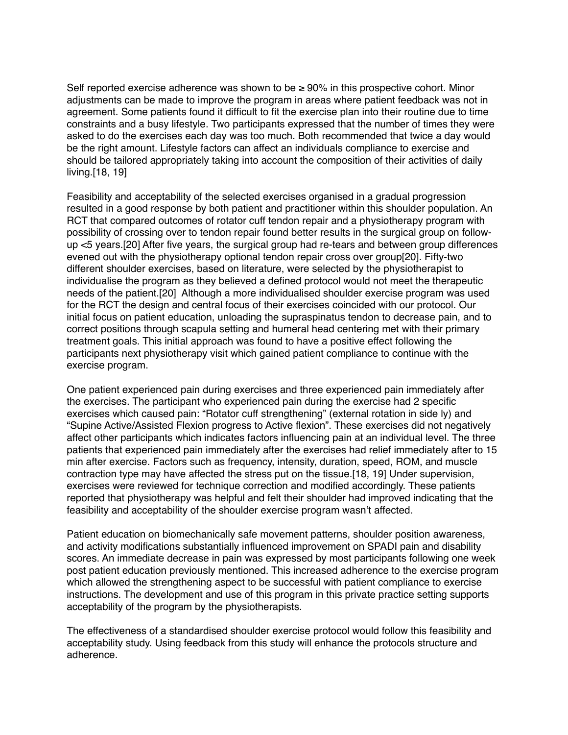Self reported exercise adherence was shown to be ≥ 90% in this prospective cohort. Minor adjustments can be made to improve the program in areas where patient feedback was not in agreement. Some patients found it difficult to fit the exercise plan into their routine due to time constraints and a busy lifestyle. Two participants expressed that the number of times they were asked to do the exercises each day was too much. Both recommended that twice a day would be the right amount. Lifestyle factors can affect an individuals compliance to exercise and should be tailored appropriately taking into account the composition of their activities of daily living.[18, 19]

Feasibility and acceptability of the selected exercises organised in a gradual progression resulted in a good response by both patient and practitioner within this shoulder population. An RCT that compared outcomes of rotator cuff tendon repair and a physiotherapy program with possibility of crossing over to tendon repair found better results in the surgical group on follow-up <5 years.[20] After five years, the surgical group had re-tears and between group differences evened out with the physiotherapy optional tendon repair cross over group[20]. Fifty-two different shoulder exercises, based on literature, were selected by the physiotherapist to individualise the program as they believed a defined protocol would not meet the therapeutic needs of the patient.[20] Although a more individualised shoulder exercise program was used for the RCT the design and central focus of their exercises coincided with our protocol. Our initial focus on patient education, unloading the supraspinatus tendon to decrease pain, and to correct positions through scapula setting and humeral head centering met with their primary treatment goals. This initial approach was found to have a positive effect following the participants next physiotherapy visit which gained patient compliance to continue with the exercise program.

One patient experienced pain during exercises and three experienced pain immediately after the exercises. The participant who experienced pain during the exercise had 2 specific exercises which caused pain: "Rotator cuff strengthening" (external rotation in side ly) and "Supine Active/Assisted Flexion progress to Active flexion". These exercises did not negatively affect other participants which indicates factors influencing pain at an individual level. The three patients that experienced pain immediately after the exercises had relief immediately after to 15 min after exercise. Factors such as frequency, intensity, duration, speed, ROM, and muscle contraction type may have affected the stress put on the tissue.[18, 19] Under supervision, exercises were reviewed for technique correction and modified accordingly. These patients reported that physiotherapy was helpful and felt their shoulder had improved indicating that the feasibility and acceptability of the shoulder exercise program wasn't affected.

Patient education on biomechanically safe movement patterns, shoulder position awareness, and activity modifications substantially influenced improvement on SPADI pain and disability scores. An immediate decrease in pain was expressed by most participants following one week post patient education previously mentioned. This increased adherence to the exercise program which allowed the strengthening aspect to be successful with patient compliance to exercise instructions. The development and use of this program in this private practice setting supports acceptability of the program by the physiotherapists.

The effectiveness of a standardised shoulder exercise protocol would follow this feasibility and acceptability study. Using feedback from this study will enhance the protocols structure and adherence.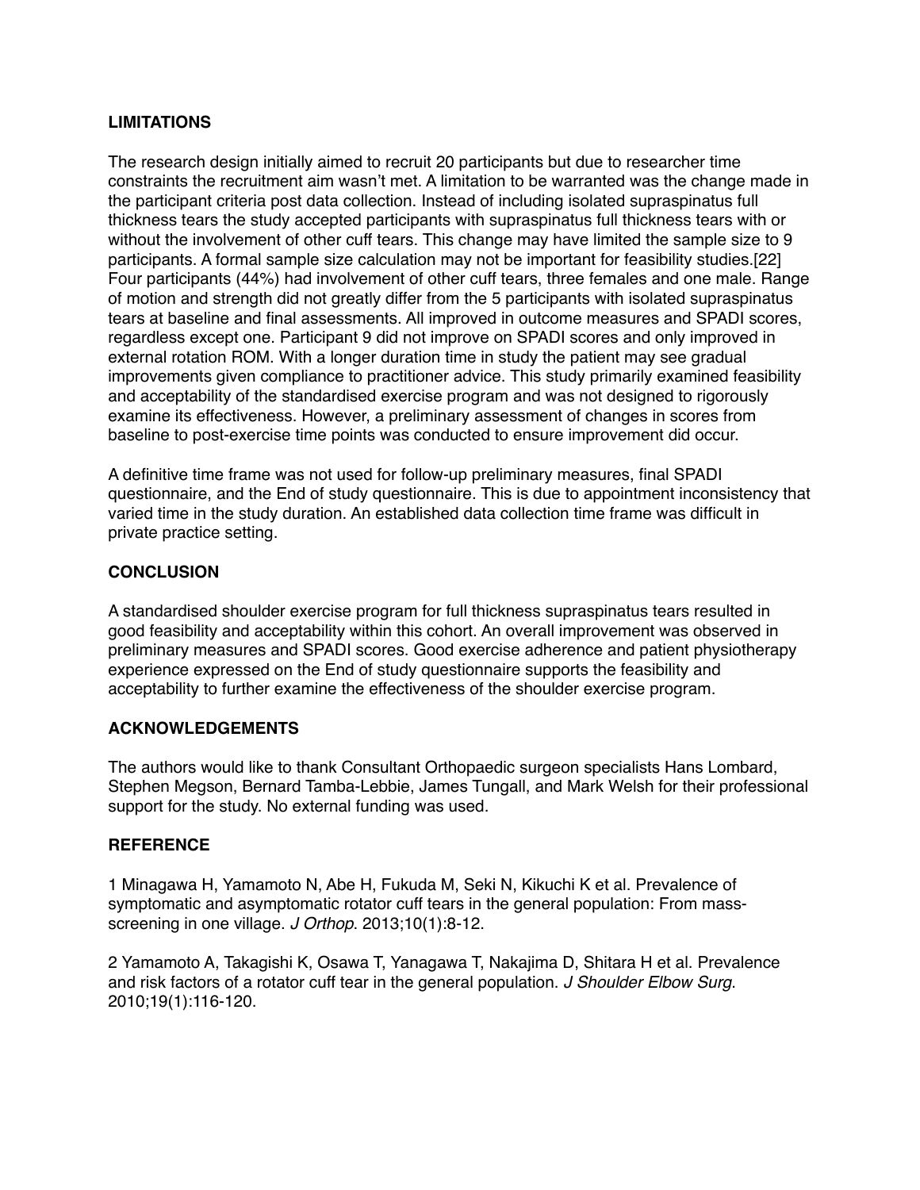## LIMITATIONS

The research design initially aimed to recruit 20 participants but due to researcher time constraints the recruitment aim wasn't met. A limitation to be warranted was the change made in the participant criteria post data collection. Instead of including isolated supraspinatus full thickness tears the study accepted participants with supraspinatus full thickness tears with or without the involvement of other cuff tears. This change may have limited the sample size to 9 participants. A formal sample size calculation may not be important for feasibility studies.[22] Four participants (44%) had involvement of other cuff tears, three females and one male. Range of motion and strength did not greatly differ from the 5 participants with isolated supraspinatus tears at baseline and final assessments. All improved in outcome measures and SPADI scores, regardless except one. Participant 9 did not improve on SPADI scores and only improved in external rotation ROM. With a longer duration time in study the patient may see gradual improvements given compliance to practitioner advice. This study primarily examined feasibility and acceptability of the standardised exercise program and was not designed to rigorously examine its effectiveness. However, a preliminary assessment of changes in scores from baseline to post-exercise time points was conducted to ensure improvement did occur.

A definitive time frame was not used for follow-up preliminary measures, final SPADI questionnaire, and the End of study questionnaire. This is due to appointment inconsistency that varied time in the study duration. An established data collection time frame was difficult in private practice setting.

## CONCLUSION

A standardised shoulder exercise program for full thickness supraspinatus tears resulted in good feasibility and acceptability within this cohort. An overall improvement was observed in preliminary measures and SPADI scores. Good exercise adherence and patient physiotherapy experience expressed on the End of study questionnaire supports the feasibility and acceptability to further examine the effectiveness of the shoulder exercise program.

## ACKNOWLEDGEMENTS

The authors would like to thank Consultant Orthopaedic surgeon specialists Hans Lombard, Stephen Megson, Bernard Tamba-Lebbie, James Tungall, and Mark Welsh for their professional support for the study. No external funding was used.

## REFERENCE

1 Minagawa H, Yamamoto N, Abe H, Fukuda M, Seki N, Kikuchi K et al. Prevalence of symptomatic and asymptomatic rotator cuff tears in the general population: From mass-screening in one village. *J Orthop*. 2013;10(1):8-12.

2 Yamamoto A, Takagishi K, Osawa T, Yanagawa T, Nakajima D, Shitara H et al. Prevalence and risk factors of a rotator cuff tear in the general population. *J Shoulder Elbow Surg*. 2010;19(1):116-120.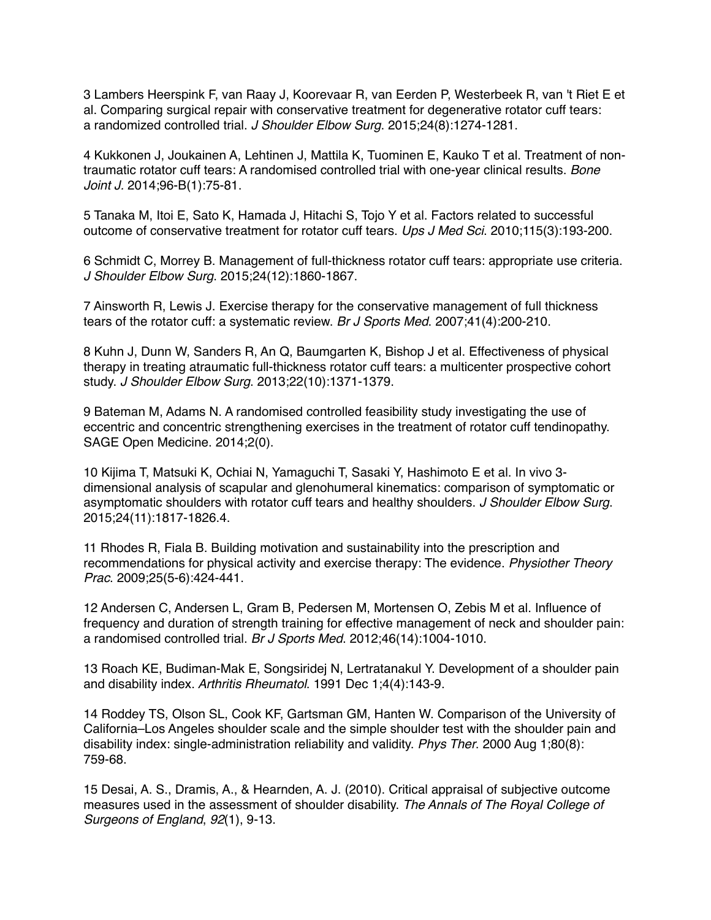3 Lambers Heerspink F, van Raay J, Koorevaar R, van Eerden P, Westerbeek R, van 't Riet E et al. Comparing surgical repair with conservative treatment for degenerative rotator cuff tears: a randomized controlled trial. *J Shoulder Elbow Surg*. 2015;24(8):1274-1281.

4 Kukkonen J, Joukainen A, Lehtinen J, Mattila K, Tuominen E, Kauko T et al. Treatment of non-traumatic rotator cuff tears: A randomised controlled trial with one-year clinical results. *Bone Joint J.* 2014;96-B(1):75-81.

5 Tanaka M, Itoi E, Sato K, Hamada J, Hitachi S, Tojo Y et al. Factors related to successful outcome of conservative treatment for rotator cuff tears. *Ups J Med Sci*. 2010;115(3):193-200.

6 Schmidt C, Morrey B. Management of full-thickness rotator cuff tears: appropriate use criteria. *J Shoulder Elbow Surg*. 2015;24(12):1860-1867.

7 Ainsworth R, Lewis J. Exercise therapy for the conservative management of full thickness tears of the rotator cuff: a systematic review. *Br J Sports Med.* 2007;41(4):200-210.

8 Kuhn J, Dunn W, Sanders R, An Q, Baumgarten K, Bishop J et al. Effectiveness of physical therapy in treating atraumatic full-thickness rotator cuff tears: a multicenter prospective cohort study. *J Shoulder Elbow Surg*. 2013;22(10):1371-1379.

9 Bateman M, Adams N. A randomised controlled feasibility study investigating the use of eccentric and concentric strengthening exercises in the treatment of rotator cuff tendinopathy. SAGE Open Medicine. 2014;2(0).

10 Kijima T, Matsuki K, Ochiai N, Yamaguchi T, Sasaki Y, Hashimoto E et al. In vivo 3-dimensional analysis of scapular and glenohumeral kinematics: comparison of symptomatic or asymptomatic shoulders with rotator cuff tears and healthy shoulders. *J Shoulder Elbow Surg*. 2015;24(11):1817-1826.4.

11 Rhodes R, Fiala B. Building motivation and sustainability into the prescription and recommendations for physical activity and exercise therapy: The evidence. *Physiother Theory Prac*. 2009;25(5-6):424-441.

12 Andersen C, Andersen L, Gram B, Pedersen M, Mortensen O, Zebis M et al. Influence of frequency and duration of strength training for effective management of neck and shoulder pain: a randomised controlled trial. *Br J Sports Med*. 2012;46(14):1004-1010.

13 Roach KE, Budiman-Mak E, Songsiridej N, Lertratanakul Y. Development of a shoulder pain and disability index. *Arthritis Rheumatol*. 1991 Dec 1;4(4):143-9.

14 Roddey TS, Olson SL, Cook KF, Gartsman GM, Hanten W. Comparison of the University of California–Los Angeles shoulder scale and the simple shoulder test with the shoulder pain and disability index: single-administration reliability and validity. *Phys Ther*. 2000 Aug 1;80(8): 759-68.

15 Desai, A. S., Dramis, A., & Hearnden, A. J. (2010). Critical appraisal of subjective outcome measures used in the assessment of shoulder disability. *The Annals of The Royal College of Surgeons of England*, *92*(1), 9-13.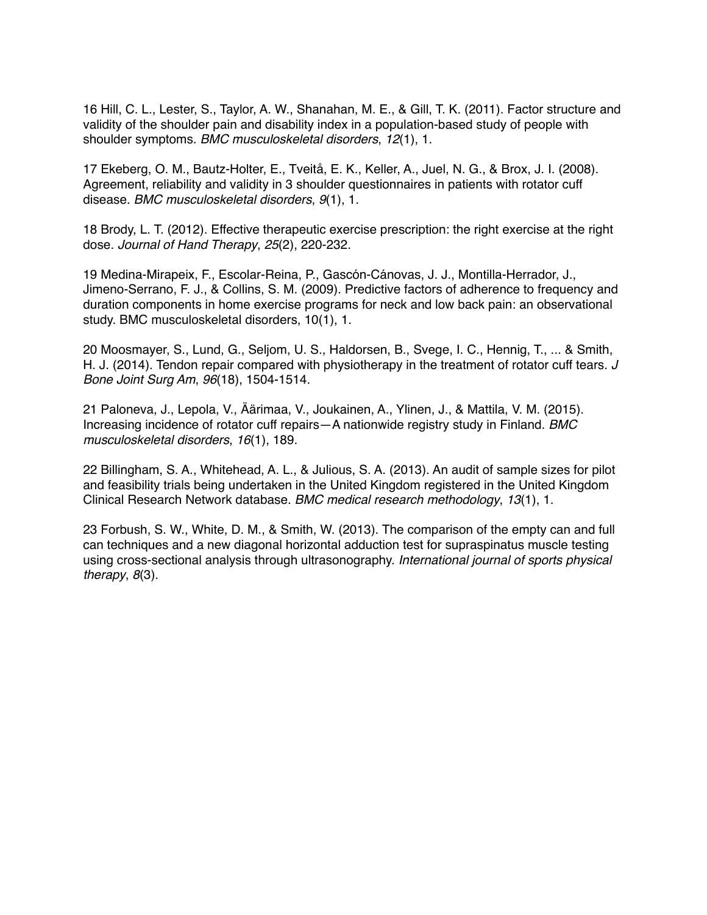16 Hill, C. L., Lester, S., Taylor, A. W., Shanahan, M. E., & Gill, T. K. (2011). Factor structure and validity of the shoulder pain and disability index in a population-based study of people with shoulder symptoms. *BMC musculoskeletal disorders*, *12*(1), 1.

17 Ekeberg, O. M., Bautz-Holter, E., Tveitå, E. K., Keller, A., Juel, N. G., & Brox, J. I. (2008). Agreement, reliability and validity in 3 shoulder questionnaires in patients with rotator cuff disease. *BMC musculoskeletal disorders*, *9*(1), 1.

18 Brody, L. T. (2012). Effective therapeutic exercise prescription: the right exercise at the right dose. *Journal of Hand Therapy*, *25*(2), 220-232.

19 Medina-Mirapeix, F., Escolar-Reina, P., Gascón-Cánovas, J. J., Montilla-Herrador, J., Jimeno-Serrano, F. J., & Collins, S. M. (2009). Predictive factors of adherence to frequency and duration components in home exercise programs for neck and low back pain: an observational study. BMC musculoskeletal disorders, 10(1), 1.

20 Moosmayer, S., Lund, G., Seljom, U. S., Haldorsen, B., Svege, I. C., Hennig, T., ... & Smith, H. J. (2014). Tendon repair compared with physiotherapy in the treatment of rotator cuff tears. *J Bone Joint Surg Am*, *96*(18), 1504-1514.

21 Paloneva, J., Lepola, V., Äärimaa, V., Joukainen, A., Ylinen, J., & Mattila, V. M. (2015). Increasing incidence of rotator cuff repairs—A nationwide registry study in Finland. *BMC musculoskeletal disorders*, *16*(1), 189.

22 Billingham, S. A., Whitehead, A. L., & Julious, S. A. (2013). An audit of sample sizes for pilot and feasibility trials being undertaken in the United Kingdom registered in the United Kingdom Clinical Research Network database. *BMC medical research methodology*, *13*(1), 1.

23 Forbush, S. W., White, D. M., & Smith, W. (2013). The comparison of the empty can and full can techniques and a new diagonal horizontal adduction test for supraspinatus muscle testing using cross-sectional analysis through ultrasonography. *International journal of sports physical therapy*, *8*(3).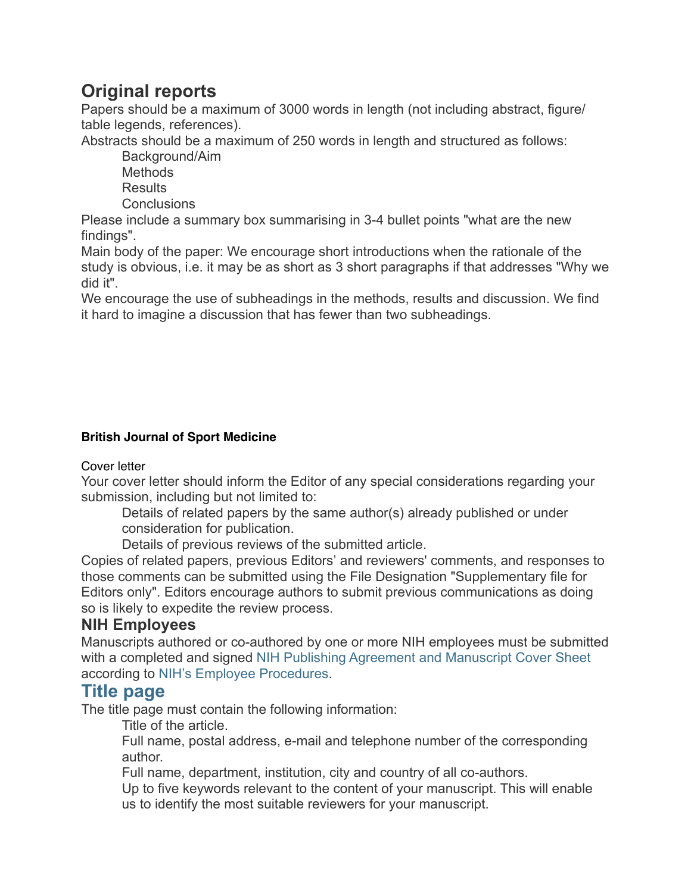## Original reports

Papers should be a maximum of 3000 words in length (not including abstract, figure/ table legends, references).

Abstracts should be a maximum of 250 words in length and structured as follows:

- Background/Aim
- Methods
- Results
- Conclusions

Please include a summary box summarising in 3-4 bullet points "what are the new findings".

Main body of the paper: We encourage short introductions when the rationale of the study is obvious, i.e. it may be as short as 3 short paragraphs if that addresses "Why we did it".

We encourage the use of subheadings in the methods, results and discussion. We find it hard to imagine a discussion that has fewer than two subheadings.

**British Journal of Sport Medicine**

Cover letter

Your cover letter should inform the Editor of any special considerations regarding your submission, including but not limited to:

- Details of related papers by the same author(s) already published or under consideration for publication.
- Details of previous reviews of the submitted article.

Copies of related papers, previous Editors' and reviewers' comments, and responses to those comments can be submitted using the File Designation "Supplementary file for Editors only". Editors encourage authors to submit previous communications as doing so is likely to expedite the review process.

### NIH Employees

Manuscripts authored or co-authored by one or more NIH employees must be submitted with a completed and signed NIH Publishing Agreement and Manuscript Cover Sheet according to NIH's Employee Procedures.

## Title page

The title page must contain the following information:

- Title of the article.
- Full name, postal address, e-mail and telephone number of the corresponding author.
- Full name, department, institution, city and country of all co-authors.
- Up to five keywords relevant to the content of your manuscript. This will enable us to identify the most suitable reviewers for your manuscript.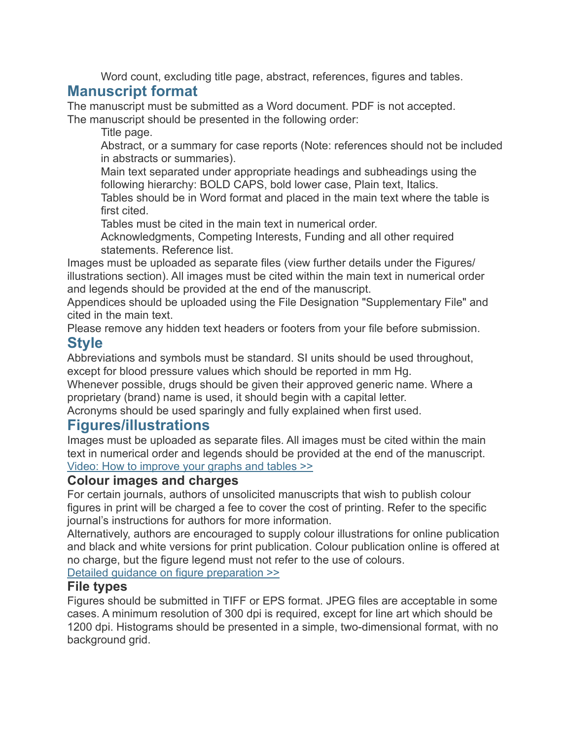Word count, excluding title page, abstract, references, figures and tables.

## Manuscript format

The manuscript must be submitted as a Word document. PDF is not accepted.

The manuscript should be presented in the following order:

- Title page.
- Abstract, or a summary for case reports (Note: references should not be included in abstracts or summaries).
- Main text separated under appropriate headings and subheadings using the following hierarchy: BOLD CAPS, bold lower case, Plain text, Italics.
- Tables should be in Word format and placed in the main text where the table is first cited.
- Tables must be cited in the main text in numerical order.
- Acknowledgments, Competing Interests, Funding and all other required statements. Reference list.

Images must be uploaded as separate files (view further details under the Figures/illustrations section). All images must be cited within the main text in numerical order and legends should be provided at the end of the manuscript.

Appendices should be uploaded using the File Designation "Supplementary File" and cited in the main text.

Please remove any hidden text headers or footers from your file before submission.

## Style

Abbreviations and symbols must be standard. SI units should be used throughout, except for blood pressure values which should be reported in mm Hg.

Whenever possible, drugs should be given their approved generic name. Where a proprietary (brand) name is used, it should begin with a capital letter.

Acronyms should be used sparingly and fully explained when first used.

## Figures/illustrations

Images must be uploaded as separate files. All images must be cited within the main text in numerical order and legends should be provided at the end of the manuscript.

[Video: How to improve your graphs and tables >>]

### Colour images and charges

For certain journals, authors of unsolicited manuscripts that wish to publish colour figures in print will be charged a fee to cover the cost of printing. Refer to the specific journal's instructions for authors for more information.

Alternatively, authors are encouraged to supply colour illustrations for online publication and black and white versions for print publication. Colour publication online is offered at no charge, but the figure legend must not refer to the use of colours.

[Detailed guidance on figure preparation >>]

### File types

Figures should be submitted in TIFF or EPS format. JPEG files are acceptable in some cases. A minimum resolution of 300 dpi is required, except for line art which should be 1200 dpi. Histograms should be presented in a simple, two-dimensional format, with no background grid.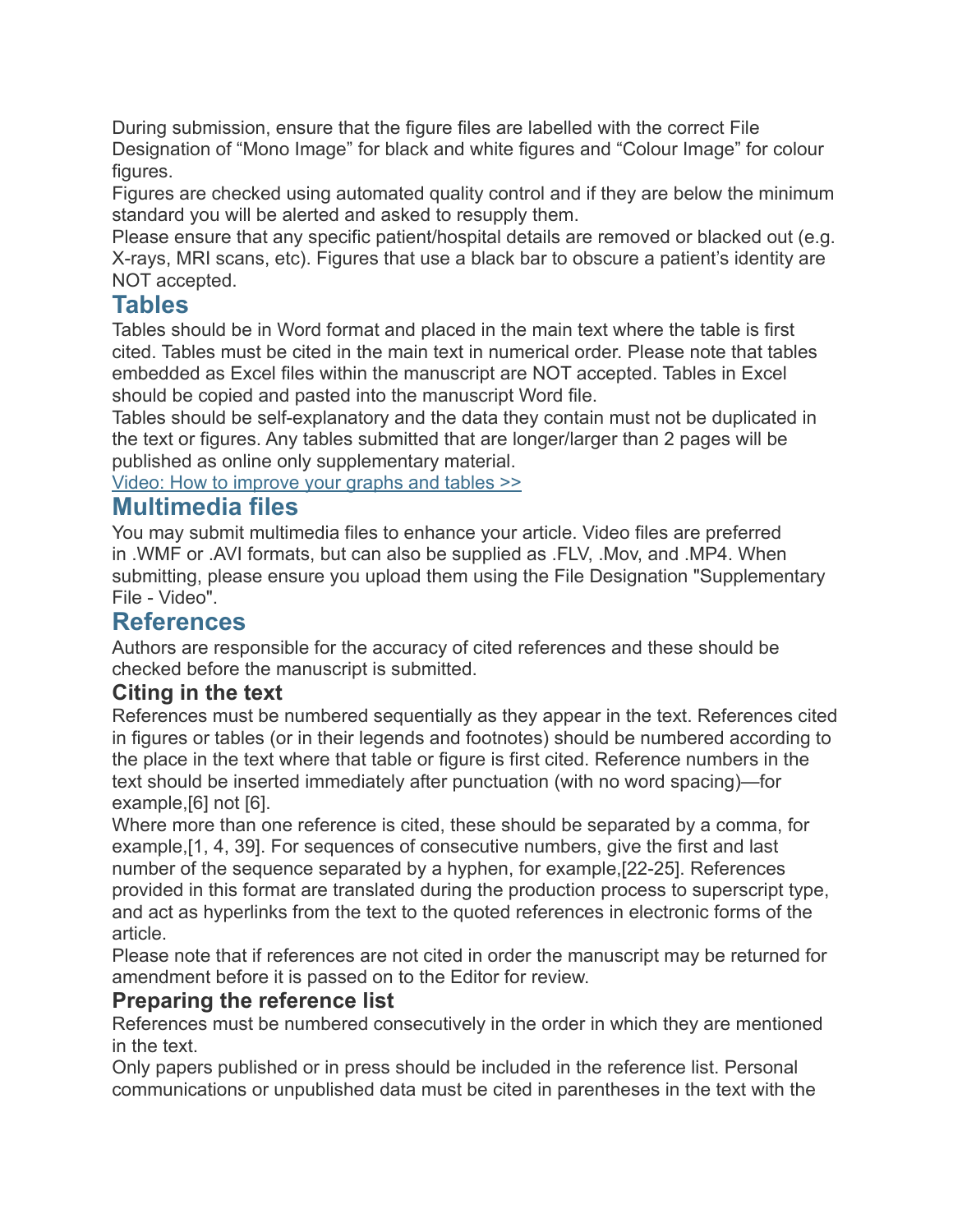During submission, ensure that the figure files are labelled with the correct File Designation of “Mono Image” for black and white figures and “Colour Image” for colour figures.

Figures are checked using automated quality control and if they are below the minimum standard you will be alerted and asked to resupply them.

Please ensure that any specific patient/hospital details are removed or blacked out (e.g. X-rays, MRI scans, etc). Figures that use a black bar to obscure a patient’s identity are NOT accepted.

## Tables

Tables should be in Word format and placed in the main text where the table is first cited. Tables must be cited in the main text in numerical order. Please note that tables embedded as Excel files within the manuscript are NOT accepted. Tables in Excel should be copied and pasted into the manuscript Word file.

Tables should be self-explanatory and the data they contain must not be duplicated in the text or figures. Any tables submitted that are longer/larger than 2 pages will be published as online only supplementary material.

Video: How to improve your graphs and tables >>

## Multimedia files

You may submit multimedia files to enhance your article. Video files are preferred in .WMF or .AVI formats, but can also be supplied as .FLV, .Mov, and .MP4. When submitting, please ensure you upload them using the File Designation "Supplementary File - Video".

## References

Authors are responsible for the accuracy of cited references and these should be checked before the manuscript is submitted.

### Citing in the text

References must be numbered sequentially as they appear in the text. References cited in figures or tables (or in their legends and footnotes) should be numbered according to the place in the text where that table or figure is first cited. Reference numbers in the text should be inserted immediately after punctuation (with no word spacing)—for example,[6] not [6].

Where more than one reference is cited, these should be separated by a comma, for example,[1, 4, 39]. For sequences of consecutive numbers, give the first and last number of the sequence separated by a hyphen, for example,[22-25]. References provided in this format are translated during the production process to superscript type, and act as hyperlinks from the text to the quoted references in electronic forms of the article.

Please note that if references are not cited in order the manuscript may be returned for amendment before it is passed on to the Editor for review.

### Preparing the reference list

References must be numbered consecutively in the order in which they are mentioned in the text.

Only papers published or in press should be included in the reference list. Personal communications or unpublished data must be cited in parentheses in the text with the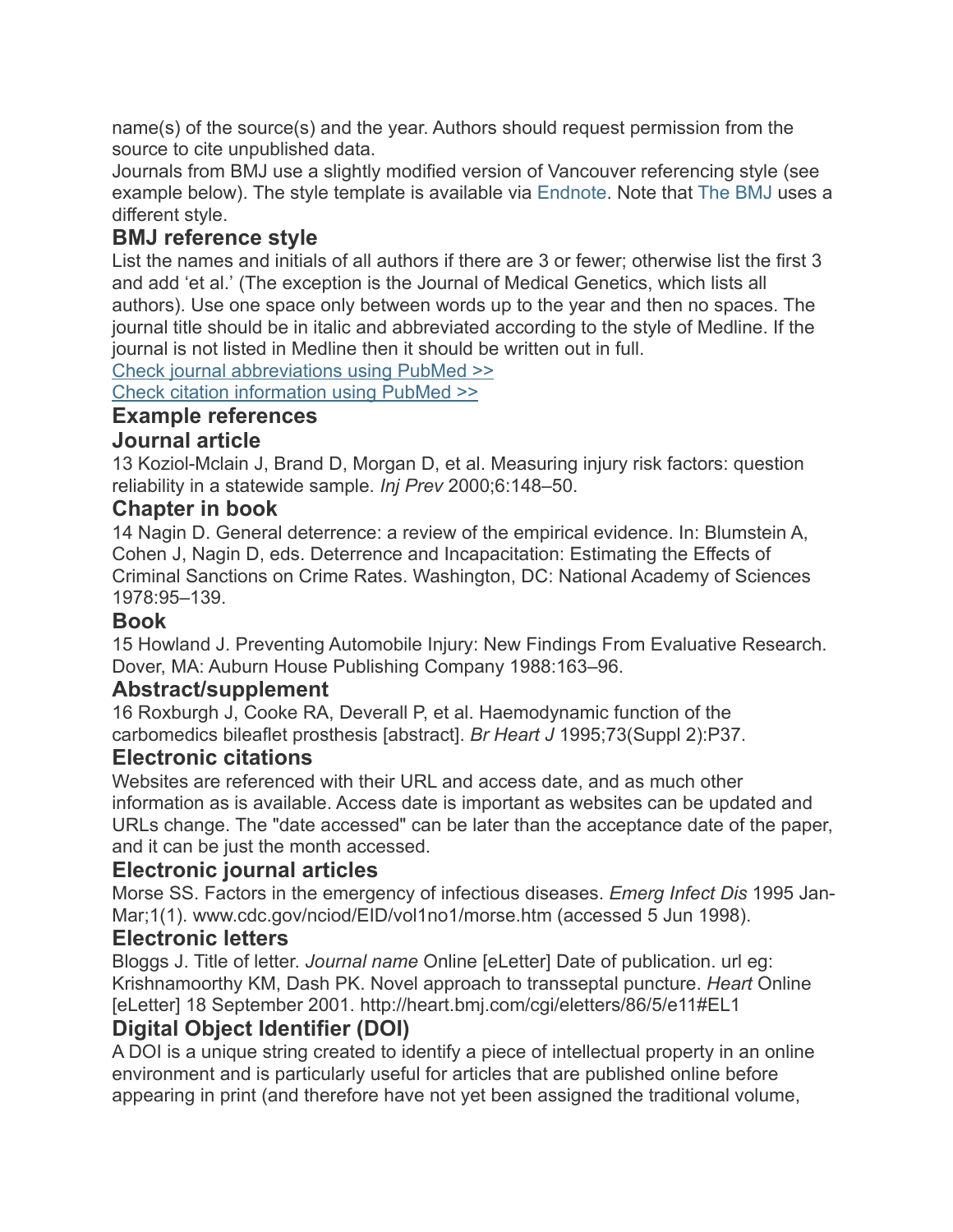name(s) of the source(s) and the year. Authors should request permission from the source to cite unpublished data.

Journals from BMJ use a slightly modified version of Vancouver referencing style (see example below). The style template is available via Endnote. Note that The BMJ uses a different style.

### BMJ reference style

List the names and initials of all authors if there are 3 or fewer; otherwise list the first 3 and add 'et al.' (The exception is the Journal of Medical Genetics, which lists all authors). Use one space only between words up to the year and then no spaces. The journal title should be in italic and abbreviated according to the style of Medline. If the journal is not listed in Medline then it should be written out in full.

Check journal abbreviations using PubMed >>

Check citation information using PubMed >>

### Example references

### Journal article

13 Koziol-Mclain J, Brand D, Morgan D, et al. Measuring injury risk factors: question reliability in a statewide sample. *Inj Prev* 2000;6:148–50.

### Chapter in book

14 Nagin D. General deterrence: a review of the empirical evidence. In: Blumstein A, Cohen J, Nagin D, eds. Deterrence and Incapacitation: Estimating the Effects of Criminal Sanctions on Crime Rates. Washington, DC: National Academy of Sciences 1978:95–139.

### Book

15 Howland J. Preventing Automobile Injury: New Findings From Evaluative Research. Dover, MA: Auburn House Publishing Company 1988:163–96.

### Abstract/supplement

16 Roxburgh J, Cooke RA, Deverall P, et al. Haemodynamic function of the carbomedics bileaflet prosthesis [abstract]. *Br Heart J* 1995;73(Suppl 2):P37.

### Electronic citations

Websites are referenced with their URL and access date, and as much other information as is available. Access date is important as websites can be updated and URLs change. The "date accessed" can be later than the acceptance date of the paper, and it can be just the month accessed.

### Electronic journal articles

Morse SS. Factors in the emergency of infectious diseases. *Emerg Infect Dis* 1995 Jan-Mar;1(1). www.cdc.gov/nciod/EID/vol1no1/morse.htm (accessed 5 Jun 1998).

### Electronic letters

Bloggs J. Title of letter. *Journal name* Online [eLetter] Date of publication. url eg: Krishnamoorthy KM, Dash PK. Novel approach to transseptal puncture. *Heart* Online [eLetter] 18 September 2001. http://heart.bmj.com/cgi/eletters/86/5/e11#EL1

### Digital Object Identifier (DOI)

A DOI is a unique string created to identify a piece of intellectual property in an online environment and is particularly useful for articles that are published online before appearing in print (and therefore have not yet been assigned the traditional volume,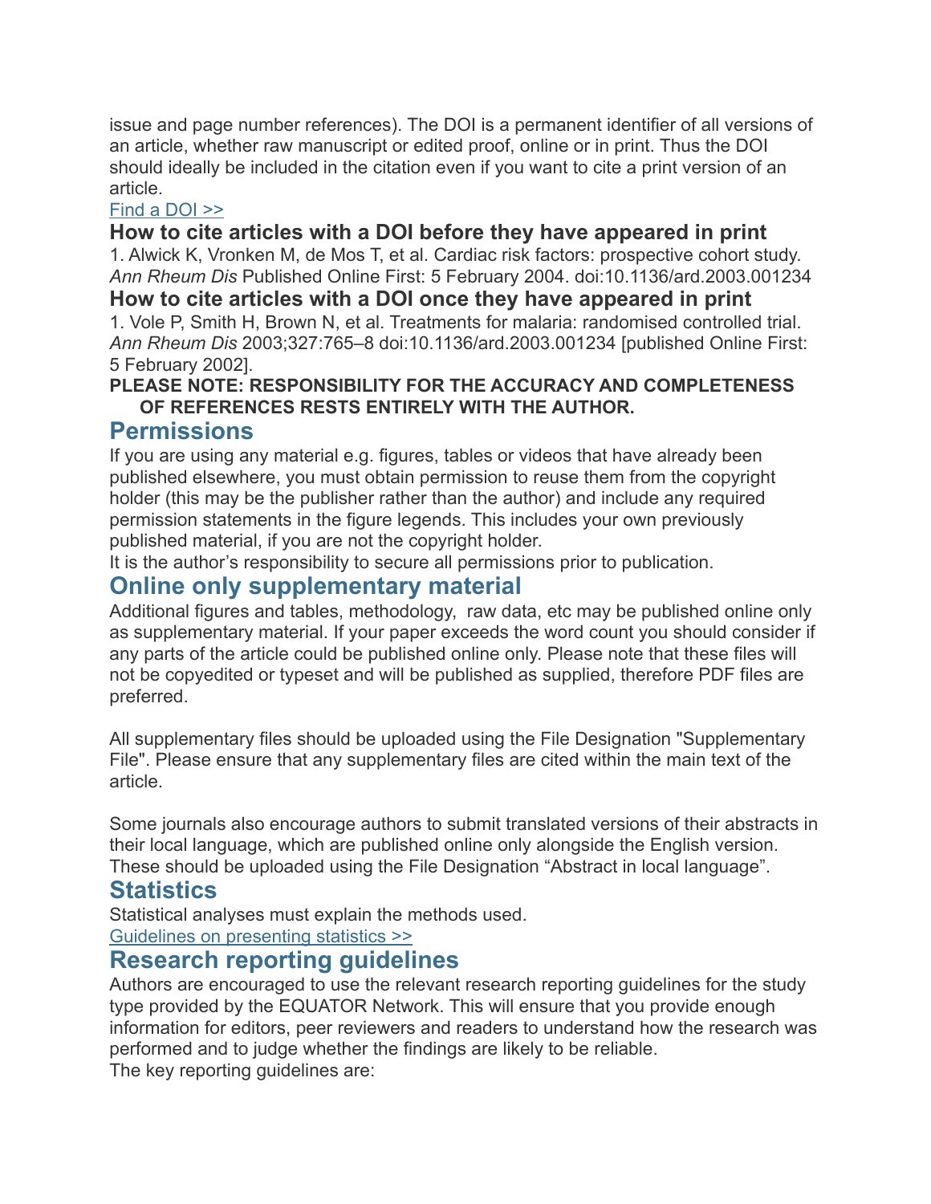issue and page number references). The DOI is a permanent identifier of all versions of an article, whether raw manuscript or edited proof, online or in print. Thus the DOI should ideally be included in the citation even if you want to cite a print version of an article.

[Find a DOI >>]

### How to cite articles with a DOI before they have appeared in print

1. Alwick K, Vronken M, de Mos T, et al. Cardiac risk factors: prospective cohort study. *Ann Rheum Dis* Published Online First: 5 February 2004. doi:10.1136/ard.2003.001234

### How to cite articles with a DOI once they have appeared in print

1. Vole P, Smith H, Brown N, et al. Treatments for malaria: randomised controlled trial. *Ann Rheum Dis* 2003;327:765–8 doi:10.1136/ard.2003.001234 [published Online First: 5 February 2002].

**PLEASE NOTE: RESPONSIBILITY FOR THE ACCURACY AND COMPLETENESS OF REFERENCES RESTS ENTIRELY WITH THE AUTHOR.**

## Permissions

If you are using any material e.g. figures, tables or videos that have already been published elsewhere, you must obtain permission to reuse them from the copyright holder (this may be the publisher rather than the author) and include any required permission statements in the figure legends. This includes your own previously published material, if you are not the copyright holder.

It is the author's responsibility to secure all permissions prior to publication.

## Online only supplementary material

Additional figures and tables, methodology, raw data, etc may be published online only as supplementary material. If your paper exceeds the word count you should consider if any parts of the article could be published online only. Please note that these files will not be copyedited or typeset and will be published as supplied, therefore PDF files are preferred.

All supplementary files should be uploaded using the File Designation "Supplementary File". Please ensure that any supplementary files are cited within the main text of the article.

Some journals also encourage authors to submit translated versions of their abstracts in their local language, which are published online only alongside the English version. These should be uploaded using the File Designation "Abstract in local language".

## Statistics

Statistical analyses must explain the methods used.

[Guidelines on presenting statistics >>]

## Research reporting guidelines

Authors are encouraged to use the relevant research reporting guidelines for the study type provided by the EQUATOR Network. This will ensure that you provide enough information for editors, peer reviewers and readers to understand how the research was performed and to judge whether the findings are likely to be reliable.

The key reporting guidelines are: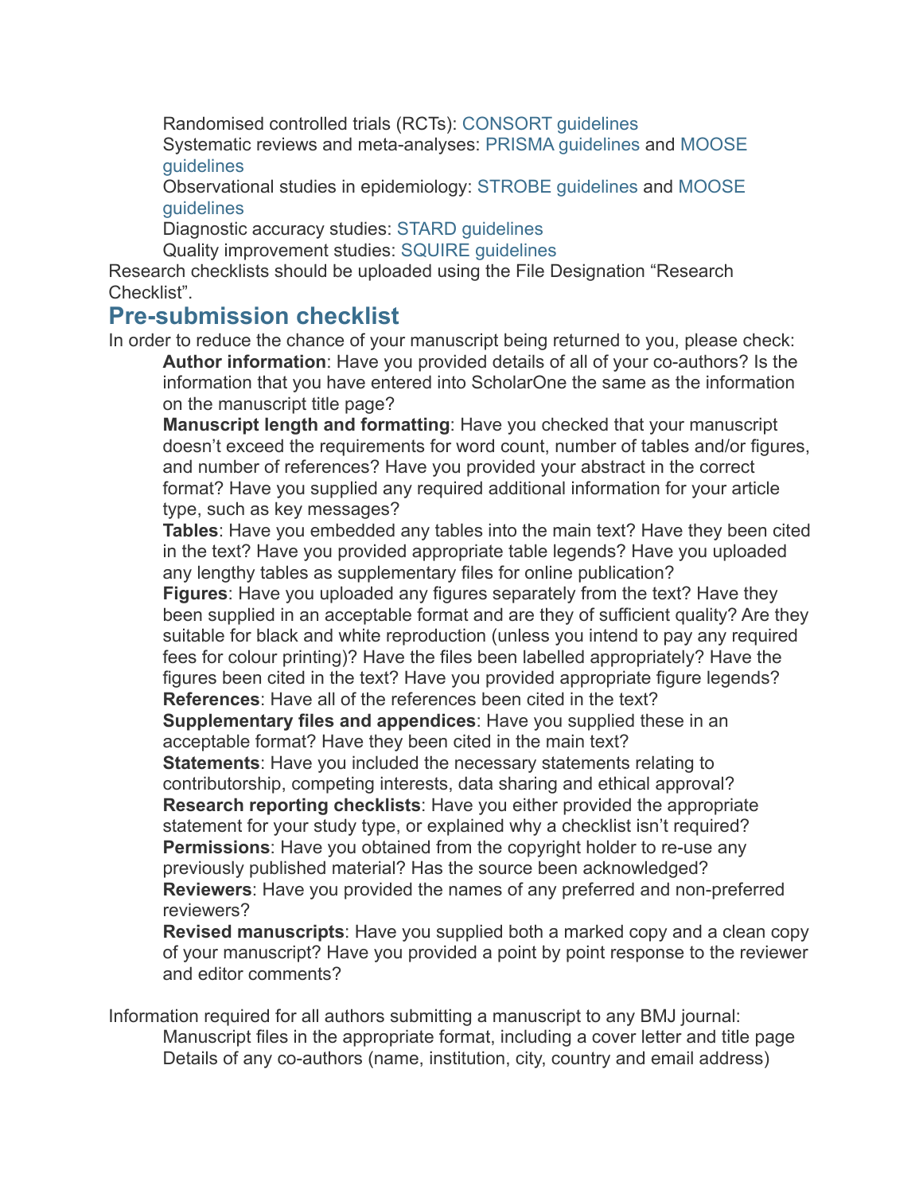- Randomised controlled trials (RCTs): CONSORT guidelines
- Systematic reviews and meta-analyses: PRISMA guidelines and MOOSE guidelines
- Observational studies in epidemiology: STROBE guidelines and MOOSE guidelines
- Diagnostic accuracy studies: STARD guidelines
- Quality improvement studies: SQUIRE guidelines

Research checklists should be uploaded using the File Designation “Research Checklist”.

## Pre-submission checklist

In order to reduce the chance of your manuscript being returned to you, please check:

- **Author information**: Have you provided details of all of your co-authors? Is the information that you have entered into ScholarOne the same as the information on the manuscript title page?
- **Manuscript length and formatting**: Have you checked that your manuscript doesn’t exceed the requirements for word count, number of tables and/or figures, and number of references? Have you provided your abstract in the correct format? Have you supplied any required additional information for your article type, such as key messages?
- **Tables**: Have you embedded any tables into the main text? Have they been cited in the text? Have you provided appropriate table legends? Have you uploaded any lengthy tables as supplementary files for online publication?
- **Figures**: Have you uploaded any figures separately from the text? Have they been supplied in an acceptable format and are they of sufficient quality? Are they suitable for black and white reproduction (unless you intend to pay any required fees for colour printing)? Have the files been labelled appropriately? Have the figures been cited in the text? Have you provided appropriate figure legends?
- **References**: Have all of the references been cited in the text?
- **Supplementary files and appendices**: Have you supplied these in an acceptable format? Have they been cited in the main text?
- **Statements**: Have you included the necessary statements relating to contributorship, competing interests, data sharing and ethical approval?
- **Research reporting checklists**: Have you either provided the appropriate statement for your study type, or explained why a checklist isn’t required?
- **Permissions**: Have you obtained from the copyright holder to re-use any previously published material? Has the source been acknowledged?
- **Reviewers**: Have you provided the names of any preferred and non-preferred reviewers?
- **Revised manuscripts**: Have you supplied both a marked copy and a clean copy of your manuscript? Have you provided a point by point response to the reviewer and editor comments?

Information required for all authors submitting a manuscript to any BMJ journal:

- Manuscript files in the appropriate format, including a cover letter and title page
- Details of any co-authors (name, institution, city, country and email address)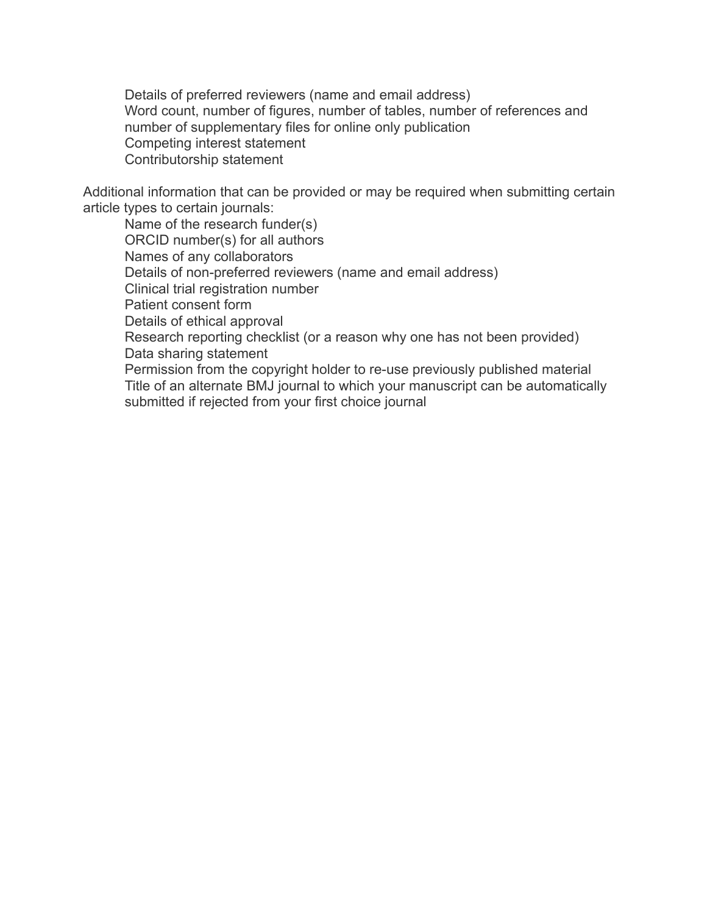- Details of preferred reviewers (name and email address)
- Word count, number of figures, number of tables, number of references and number of supplementary files for online only publication
- Competing interest statement
- Contributorship statement

Additional information that can be provided or may be required when submitting certain article types to certain journals:

- Name of the research funder(s)
- ORCID number(s) for all authors
- Names of any collaborators
- Details of non-preferred reviewers (name and email address)
- Clinical trial registration number
- Patient consent form
- Details of ethical approval
- Research reporting checklist (or a reason why one has not been provided)
- Data sharing statement
- Permission from the copyright holder to re-use previously published material
- Title of an alternate BMJ journal to which your manuscript can be automatically submitted if rejected from your first choice journal